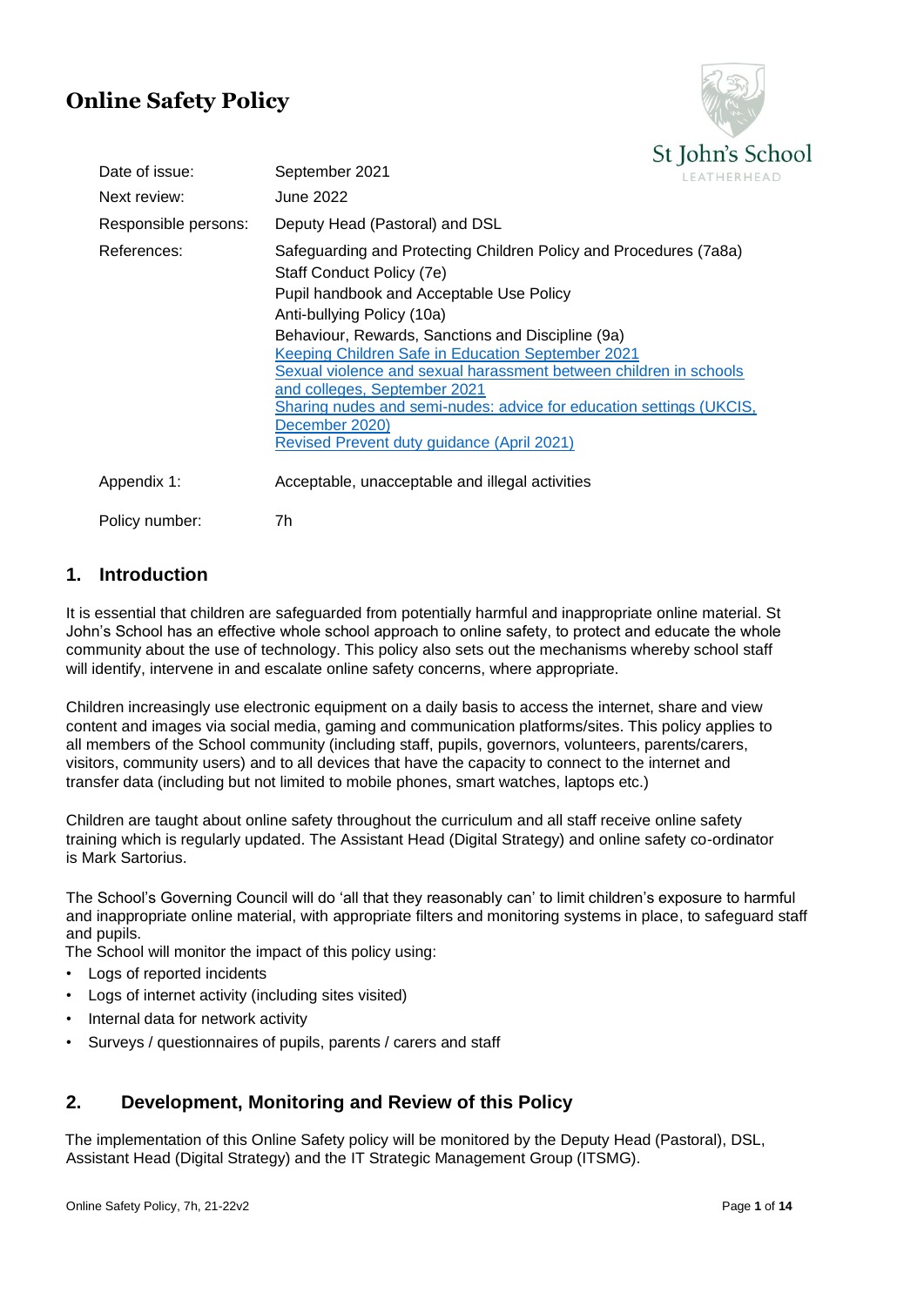# Online Safety Policy

St John's School
LEATHERHEAD

| | |
|---|---|
| Date of issue: | September 2021 |
| Next review: | June 2022 |
| Responsible persons: | Deputy Head (Pastoral) and DSL |
| References: | Safeguarding and Protecting Children Policy and Procedures (7a8a)<br>Staff Conduct Policy (7e)<br>Pupil handbook and Acceptable Use Policy<br>Anti-bullying Policy (10a)<br>Behaviour, Rewards, Sanctions and Discipline (9a)<br>Keeping Children Safe in Education September 2021<br>Sexual violence and sexual harassment between children in schools and colleges, September 2021<br>Sharing nudes and semi-nudes: advice for education settings (UKCIS, December 2020)<br>Revised Prevent duty guidance (April 2021) |
| Appendix 1: | Acceptable, unacceptable and illegal activities |
| Policy number: | 7h |

## 1. Introduction

It is essential that children are safeguarded from potentially harmful and inappropriate online material. St John's School has an effective whole school approach to online safety, to protect and educate the whole community about the use of technology. This policy also sets out the mechanisms whereby school staff will identify, intervene in and escalate online safety concerns, where appropriate.

Children increasingly use electronic equipment on a daily basis to access the internet, share and view content and images via social media, gaming and communication platforms/sites. This policy applies to all members of the School community (including staff, pupils, governors, volunteers, parents/carers, visitors, community users) and to all devices that have the capacity to connect to the internet and transfer data (including but not limited to mobile phones, smart watches, laptops etc.)

Children are taught about online safety throughout the curriculum and all staff receive online safety training which is regularly updated. The Assistant Head (Digital Strategy) and online safety co-ordinator is Mark Sartorius.

The School's Governing Council will do 'all that they reasonably can' to limit children's exposure to harmful and inappropriate online material, with appropriate filters and monitoring systems in place, to safeguard staff and pupils.

The School will monitor the impact of this policy using:

- Logs of reported incidents
- Logs of internet activity (including sites visited)
- Internal data for network activity
- Surveys / questionnaires of pupils, parents / carers and staff

## 2. Development, Monitoring and Review of this Policy

The implementation of this Online Safety policy will be monitored by the Deputy Head (Pastoral), DSL, Assistant Head (Digital Strategy) and the IT Strategic Management Group (ITSMG).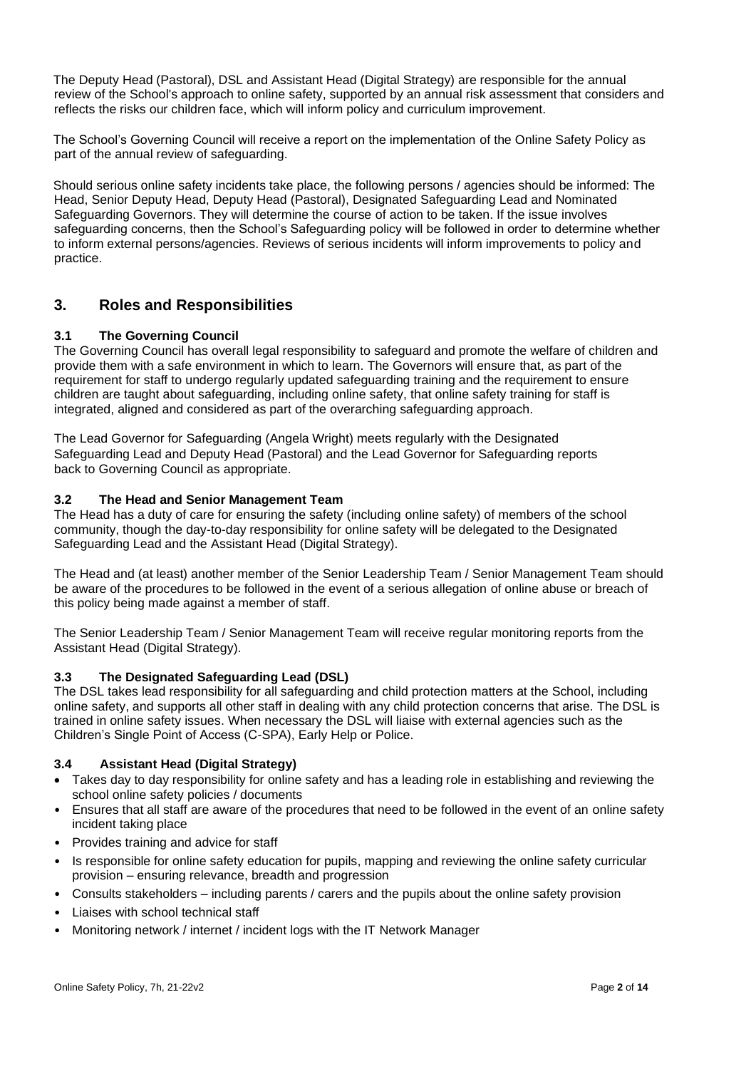The Deputy Head (Pastoral), DSL and Assistant Head (Digital Strategy) are responsible for the annual review of the School's approach to online safety, supported by an annual risk assessment that considers and reflects the risks our children face, which will inform policy and curriculum improvement.

The School's Governing Council will receive a report on the implementation of the Online Safety Policy as part of the annual review of safeguarding.

Should serious online safety incidents take place, the following persons / agencies should be informed: The Head, Senior Deputy Head, Deputy Head (Pastoral), Designated Safeguarding Lead and Nominated Safeguarding Governors. They will determine the course of action to be taken. If the issue involves safeguarding concerns, then the School's Safeguarding policy will be followed in order to determine whether to inform external persons/agencies. Reviews of serious incidents will inform improvements to policy and practice.

## 3. Roles and Responsibilities

### 3.1 The Governing Council

The Governing Council has overall legal responsibility to safeguard and promote the welfare of children and provide them with a safe environment in which to learn. The Governors will ensure that, as part of the requirement for staff to undergo regularly updated safeguarding training and the requirement to ensure children are taught about safeguarding, including online safety, that online safety training for staff is integrated, aligned and considered as part of the overarching safeguarding approach.

The Lead Governor for Safeguarding (Angela Wright) meets regularly with the Designated Safeguarding Lead and Deputy Head (Pastoral) and the Lead Governor for Safeguarding reports back to Governing Council as appropriate.

### 3.2 The Head and Senior Management Team

The Head has a duty of care for ensuring the safety (including online safety) of members of the school community, though the day-to-day responsibility for online safety will be delegated to the Designated Safeguarding Lead and the Assistant Head (Digital Strategy).

The Head and (at least) another member of the Senior Leadership Team / Senior Management Team should be aware of the procedures to be followed in the event of a serious allegation of online abuse or breach of this policy being made against a member of staff.

The Senior Leadership Team / Senior Management Team will receive regular monitoring reports from the Assistant Head (Digital Strategy).

### 3.3 The Designated Safeguarding Lead (DSL)

The DSL takes lead responsibility for all safeguarding and child protection matters at the School, including online safety, and supports all other staff in dealing with any child protection concerns that arise. The DSL is trained in online safety issues. When necessary the DSL will liaise with external agencies such as the Children's Single Point of Access (C-SPA), Early Help or Police.

### 3.4 Assistant Head (Digital Strategy)

- Takes day to day responsibility for online safety and has a leading role in establishing and reviewing the school online safety policies / documents
- Ensures that all staff are aware of the procedures that need to be followed in the event of an online safety incident taking place
- Provides training and advice for staff
- Is responsible for online safety education for pupils, mapping and reviewing the online safety curricular provision – ensuring relevance, breadth and progression
- Consults stakeholders – including parents / carers and the pupils about the online safety provision
- Liaises with school technical staff
- Monitoring network / internet / incident logs with the IT Network Manager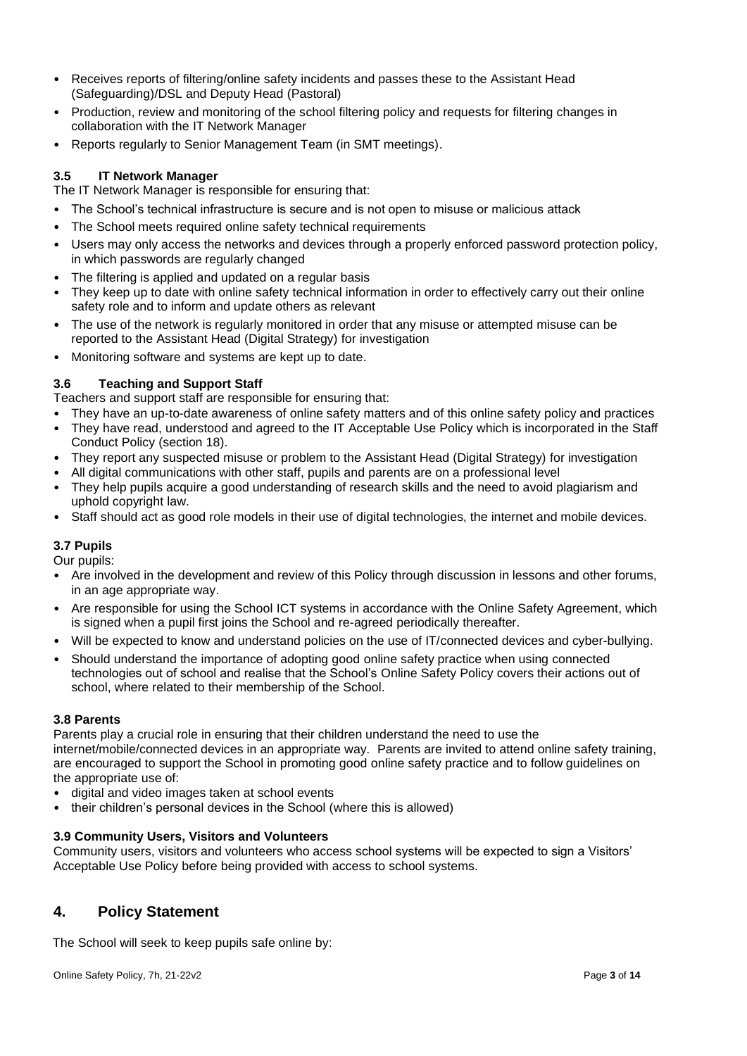- Receives reports of filtering/online safety incidents and passes these to the Assistant Head (Safeguarding)/DSL and Deputy Head (Pastoral)
- Production, review and monitoring of the school filtering policy and requests for filtering changes in collaboration with the IT Network Manager
- Reports regularly to Senior Management Team (in SMT meetings).

### 3.5 IT Network Manager

The IT Network Manager is responsible for ensuring that:

- The School's technical infrastructure is secure and is not open to misuse or malicious attack
- The School meets required online safety technical requirements
- Users may only access the networks and devices through a properly enforced password protection policy, in which passwords are regularly changed
- The filtering is applied and updated on a regular basis
- They keep up to date with online safety technical information in order to effectively carry out their online safety role and to inform and update others as relevant
- The use of the network is regularly monitored in order that any misuse or attempted misuse can be reported to the Assistant Head (Digital Strategy) for investigation
- Monitoring software and systems are kept up to date.

### 3.6 Teaching and Support Staff

Teachers and support staff are responsible for ensuring that:

- They have an up-to-date awareness of online safety matters and of this online safety policy and practices
- They have read, understood and agreed to the IT Acceptable Use Policy which is incorporated in the Staff Conduct Policy (section 18).
- They report any suspected misuse or problem to the Assistant Head (Digital Strategy) for investigation
- All digital communications with other staff, pupils and parents are on a professional level
- They help pupils acquire a good understanding of research skills and the need to avoid plagiarism and uphold copyright law.
- Staff should act as good role models in their use of digital technologies, the internet and mobile devices.

### 3.7 Pupils

Our pupils:

- Are involved in the development and review of this Policy through discussion in lessons and other forums, in an age appropriate way.
- Are responsible for using the School ICT systems in accordance with the Online Safety Agreement, which is signed when a pupil first joins the School and re-agreed periodically thereafter.
- Will be expected to know and understand policies on the use of IT/connected devices and cyber-bullying.
- Should understand the importance of adopting good online safety practice when using connected technologies out of school and realise that the School's Online Safety Policy covers their actions out of school, where related to their membership of the School.

### 3.8 Parents

Parents play a crucial role in ensuring that their children understand the need to use the internet/mobile/connected devices in an appropriate way. Parents are invited to attend online safety training, are encouraged to support the School in promoting good online safety practice and to follow guidelines on the appropriate use of:

- digital and video images taken at school events
- their children's personal devices in the School (where this is allowed)

### 3.9 Community Users, Visitors and Volunteers

Community users, visitors and volunteers who access school systems will be expected to sign a Visitors' Acceptable Use Policy before being provided with access to school systems.

## 4. Policy Statement

The School will seek to keep pupils safe online by: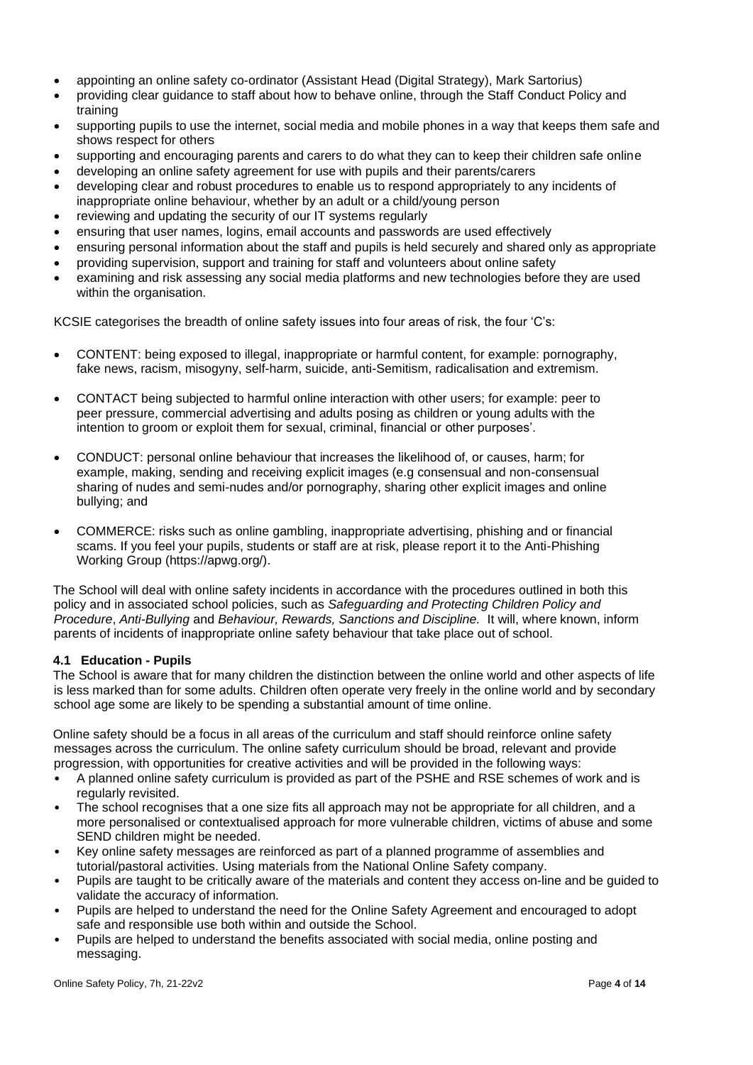- appointing an online safety co-ordinator (Assistant Head (Digital Strategy), Mark Sartorius)
- providing clear guidance to staff about how to behave online, through the Staff Conduct Policy and training
- supporting pupils to use the internet, social media and mobile phones in a way that keeps them safe and shows respect for others
- supporting and encouraging parents and carers to do what they can to keep their children safe online
- developing an online safety agreement for use with pupils and their parents/carers
- developing clear and robust procedures to enable us to respond appropriately to any incidents of inappropriate online behaviour, whether by an adult or a child/young person
- reviewing and updating the security of our IT systems regularly
- ensuring that user names, logins, email accounts and passwords are used effectively
- ensuring personal information about the staff and pupils is held securely and shared only as appropriate
- providing supervision, support and training for staff and volunteers about online safety
- examining and risk assessing any social media platforms and new technologies before they are used within the organisation.

KCSIE categorises the breadth of online safety issues into four areas of risk, the four 'C's:

- CONTENT: being exposed to illegal, inappropriate or harmful content, for example: pornography, fake news, racism, misogyny, self-harm, suicide, anti-Semitism, radicalisation and extremism.

- CONTACT being subjected to harmful online interaction with other users; for example: peer to peer pressure, commercial advertising and adults posing as children or young adults with the intention to groom or exploit them for sexual, criminal, financial or other purposes'.

- CONDUCT: personal online behaviour that increases the likelihood of, or causes, harm; for example, making, sending and receiving explicit images (e.g consensual and non-consensual sharing of nudes and semi-nudes and/or pornography, sharing other explicit images and online bullying; and

- COMMERCE: risks such as online gambling, inappropriate advertising, phishing and or financial scams. If you feel your pupils, students or staff are at risk, please report it to the Anti-Phishing Working Group (https://apwg.org/).

The School will deal with online safety incidents in accordance with the procedures outlined in both this policy and in associated school policies, such as *Safeguarding and Protecting Children Policy and Procedure*, *Anti-Bullying* and *Behaviour, Rewards, Sanctions and Discipline.* It will, where known, inform parents of incidents of inappropriate online safety behaviour that take place out of school.

### 4.1 Education - Pupils

The School is aware that for many children the distinction between the online world and other aspects of life is less marked than for some adults. Children often operate very freely in the online world and by secondary school age some are likely to be spending a substantial amount of time online.

Online safety should be a focus in all areas of the curriculum and staff should reinforce online safety messages across the curriculum. The online safety curriculum should be broad, relevant and provide progression, with opportunities for creative activities and will be provided in the following ways:

- A planned online safety curriculum is provided as part of the PSHE and RSE schemes of work and is regularly revisited.
- The school recognises that a one size fits all approach may not be appropriate for all children, and a more personalised or contextualised approach for more vulnerable children, victims of abuse and some SEND children might be needed.
- Key online safety messages are reinforced as part of a planned programme of assemblies and tutorial/pastoral activities. Using materials from the National Online Safety company.
- Pupils are taught to be critically aware of the materials and content they access on-line and be guided to validate the accuracy of information.
- Pupils are helped to understand the need for the Online Safety Agreement and encouraged to adopt safe and responsible use both within and outside the School.
- Pupils are helped to understand the benefits associated with social media, online posting and messaging.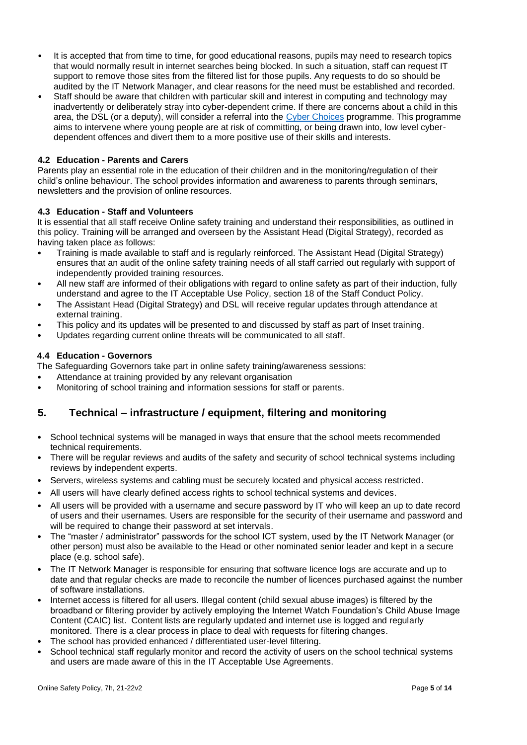- It is accepted that from time to time, for good educational reasons, pupils may need to research topics that would normally result in internet searches being blocked. In such a situation, staff can request IT support to remove those sites from the filtered list for those pupils. Any requests to do so should be audited by the IT Network Manager, and clear reasons for the need must be established and recorded.
- Staff should be aware that children with particular skill and interest in computing and technology may inadvertently or deliberately stray into cyber-dependent crime. If there are concerns about a child in this area, the DSL (or a deputy), will consider a referral into the Cyber Choices programme. This programme aims to intervene where young people are at risk of committing, or being drawn into, low level cyber-dependent offences and divert them to a more positive use of their skills and interests.

### 4.2 Education - Parents and Carers

Parents play an essential role in the education of their children and in the monitoring/regulation of their child's online behaviour. The school provides information and awareness to parents through seminars, newsletters and the provision of online resources.

### 4.3 Education - Staff and Volunteers

It is essential that all staff receive Online safety training and understand their responsibilities, as outlined in this policy. Training will be arranged and overseen by the Assistant Head (Digital Strategy), recorded as having taken place as follows:

- Training is made available to staff and is regularly reinforced. The Assistant Head (Digital Strategy) ensures that an audit of the online safety training needs of all staff carried out regularly with support of independently provided training resources.
- All new staff are informed of their obligations with regard to online safety as part of their induction, fully understand and agree to the IT Acceptable Use Policy, section 18 of the Staff Conduct Policy.
- The Assistant Head (Digital Strategy) and DSL will receive regular updates through attendance at external training.
- This policy and its updates will be presented to and discussed by staff as part of Inset training.
- Updates regarding current online threats will be communicated to all staff.

### 4.4 Education - Governors

The Safeguarding Governors take part in online safety training/awareness sessions:

- Attendance at training provided by any relevant organisation
- Monitoring of school training and information sessions for staff or parents.

## 5. Technical – infrastructure / equipment, filtering and monitoring

- School technical systems will be managed in ways that ensure that the school meets recommended technical requirements.
- There will be regular reviews and audits of the safety and security of school technical systems including reviews by independent experts.
- Servers, wireless systems and cabling must be securely located and physical access restricted.
- All users will have clearly defined access rights to school technical systems and devices.
- All users will be provided with a username and secure password by IT who will keep an up to date record of users and their usernames. Users are responsible for the security of their username and password and will be required to change their password at set intervals.
- The "master / administrator" passwords for the school ICT system, used by the IT Network Manager (or other person) must also be available to the Head or other nominated senior leader and kept in a secure place (e.g. school safe).
- The IT Network Manager is responsible for ensuring that software licence logs are accurate and up to date and that regular checks are made to reconcile the number of licences purchased against the number of software installations.
- Internet access is filtered for all users. Illegal content (child sexual abuse images) is filtered by the broadband or filtering provider by actively employing the Internet Watch Foundation's Child Abuse Image Content (CAIC) list. Content lists are regularly updated and internet use is logged and regularly monitored. There is a clear process in place to deal with requests for filtering changes.
- The school has provided enhanced / differentiated user-level filtering.
- School technical staff regularly monitor and record the activity of users on the school technical systems and users are made aware of this in the IT Acceptable Use Agreements.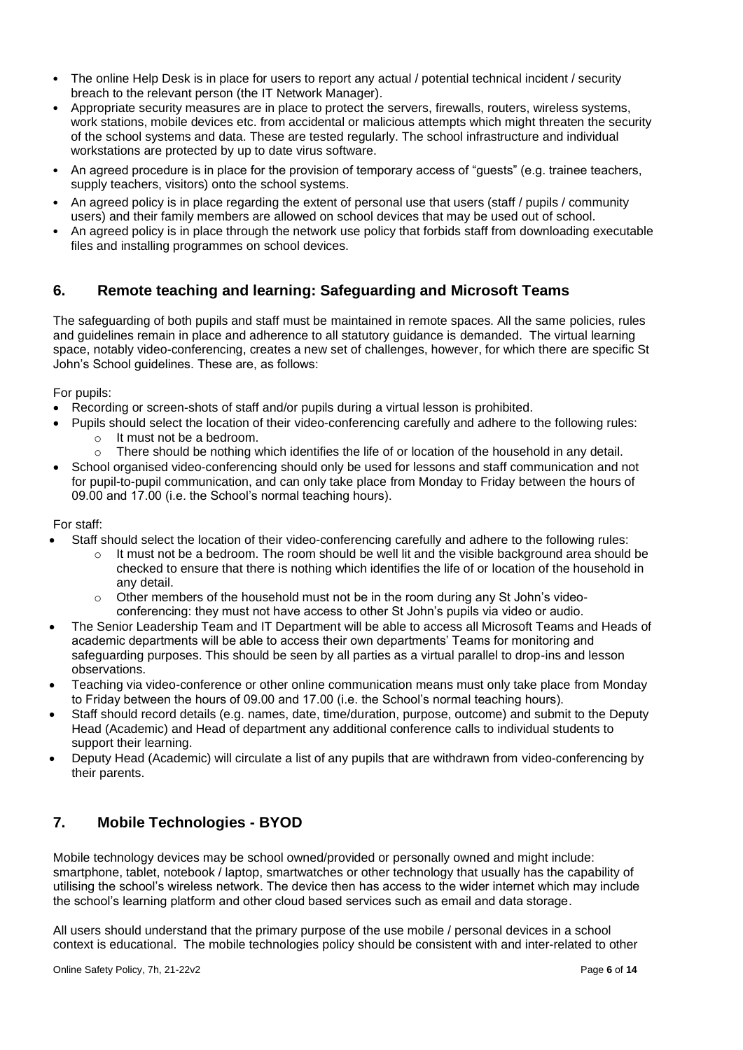- The online Help Desk is in place for users to report any actual / potential technical incident / security breach to the relevant person (the IT Network Manager).
- Appropriate security measures are in place to protect the servers, firewalls, routers, wireless systems, work stations, mobile devices etc. from accidental or malicious attempts which might threaten the security of the school systems and data. These are tested regularly. The school infrastructure and individual workstations are protected by up to date virus software.
- An agreed procedure is in place for the provision of temporary access of "guests" (e.g. trainee teachers, supply teachers, visitors) onto the school systems.
- An agreed policy is in place regarding the extent of personal use that users (staff / pupils / community users) and their family members are allowed on school devices that may be used out of school.
- An agreed policy is in place through the network use policy that forbids staff from downloading executable files and installing programmes on school devices.

## 6. Remote teaching and learning: Safeguarding and Microsoft Teams

The safeguarding of both pupils and staff must be maintained in remote spaces. All the same policies, rules and guidelines remain in place and adherence to all statutory guidance is demanded. The virtual learning space, notably video-conferencing, creates a new set of challenges, however, for which there are specific St John's School guidelines. These are, as follows:

For pupils:

- Recording or screen-shots of staff and/or pupils during a virtual lesson is prohibited.
- Pupils should select the location of their video-conferencing carefully and adhere to the following rules:
  - It must not be a bedroom.
  - There should be nothing which identifies the life of or location of the household in any detail.
- School organised video-conferencing should only be used for lessons and staff communication and not for pupil-to-pupil communication, and can only take place from Monday to Friday between the hours of 09.00 and 17.00 (i.e. the School's normal teaching hours).

For staff:

- Staff should select the location of their video-conferencing carefully and adhere to the following rules:
  - It must not be a bedroom. The room should be well lit and the visible background area should be checked to ensure that there is nothing which identifies the life of or location of the household in any detail.
  - Other members of the household must not be in the room during any St John's video-conferencing: they must not have access to other St John's pupils via video or audio.
- The Senior Leadership Team and IT Department will be able to access all Microsoft Teams and Heads of academic departments will be able to access their own departments' Teams for monitoring and safeguarding purposes. This should be seen by all parties as a virtual parallel to drop-ins and lesson observations.
- Teaching via video-conference or other online communication means must only take place from Monday to Friday between the hours of 09.00 and 17.00 (i.e. the School's normal teaching hours).
- Staff should record details (e.g. names, date, time/duration, purpose, outcome) and submit to the Deputy Head (Academic) and Head of department any additional conference calls to individual students to support their learning.
- Deputy Head (Academic) will circulate a list of any pupils that are withdrawn from video-conferencing by their parents.

## 7. Mobile Technologies - BYOD

Mobile technology devices may be school owned/provided or personally owned and might include: smartphone, tablet, notebook / laptop, smartwatches or other technology that usually has the capability of utilising the school's wireless network. The device then has access to the wider internet which may include the school's learning platform and other cloud based services such as email and data storage.

All users should understand that the primary purpose of the use mobile / personal devices in a school context is educational. The mobile technologies policy should be consistent with and inter-related to other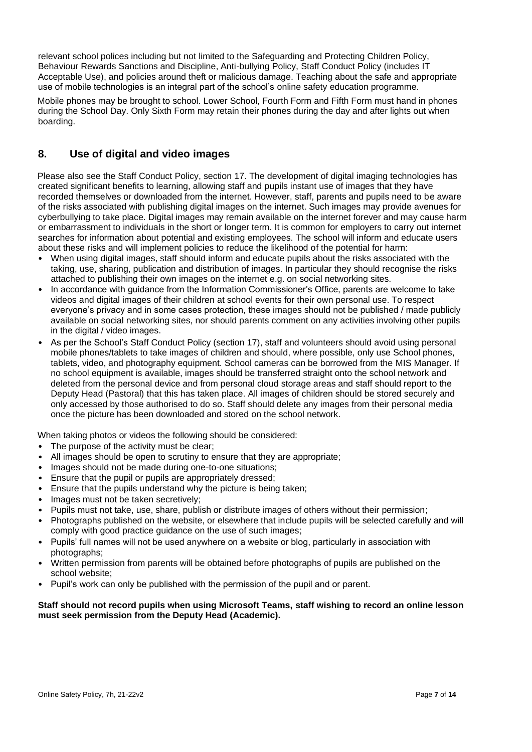relevant school polices including but not limited to the Safeguarding and Protecting Children Policy, Behaviour Rewards Sanctions and Discipline, Anti-bullying Policy, Staff Conduct Policy (includes IT Acceptable Use), and policies around theft or malicious damage. Teaching about the safe and appropriate use of mobile technologies is an integral part of the school's online safety education programme.

Mobile phones may be brought to school. Lower School, Fourth Form and Fifth Form must hand in phones during the School Day. Only Sixth Form may retain their phones during the day and after lights out when boarding.

## 8. Use of digital and video images

Please also see the Staff Conduct Policy, section 17. The development of digital imaging technologies has created significant benefits to learning, allowing staff and pupils instant use of images that they have recorded themselves or downloaded from the internet. However, staff, parents and pupils need to be aware of the risks associated with publishing digital images on the internet. Such images may provide avenues for cyberbullying to take place. Digital images may remain available on the internet forever and may cause harm or embarrassment to individuals in the short or longer term. It is common for employers to carry out internet searches for information about potential and existing employees. The school will inform and educate users about these risks and will implement policies to reduce the likelihood of the potential for harm:

- When using digital images, staff should inform and educate pupils about the risks associated with the taking, use, sharing, publication and distribution of images. In particular they should recognise the risks attached to publishing their own images on the internet e.g. on social networking sites.
- In accordance with guidance from the Information Commissioner's Office, parents are welcome to take videos and digital images of their children at school events for their own personal use. To respect everyone's privacy and in some cases protection, these images should not be published / made publicly available on social networking sites, nor should parents comment on any activities involving other pupils in the digital / video images.
- As per the School's Staff Conduct Policy (section 17), staff and volunteers should avoid using personal mobile phones/tablets to take images of children and should, where possible, only use School phones, tablets, video, and photography equipment. School cameras can be borrowed from the MIS Manager. If no school equipment is available, images should be transferred straight onto the school network and deleted from the personal device and from personal cloud storage areas and staff should report to the Deputy Head (Pastoral) that this has taken place. All images of children should be stored securely and only accessed by those authorised to do so. Staff should delete any images from their personal media once the picture has been downloaded and stored on the school network.

When taking photos or videos the following should be considered:

- The purpose of the activity must be clear;
- All images should be open to scrutiny to ensure that they are appropriate;
- Images should not be made during one-to-one situations;
- Ensure that the pupil or pupils are appropriately dressed;
- Ensure that the pupils understand why the picture is being taken;
- Images must not be taken secretively;
- Pupils must not take, use, share, publish or distribute images of others without their permission;
- Photographs published on the website, or elsewhere that include pupils will be selected carefully and will comply with good practice guidance on the use of such images;
- Pupils' full names will not be used anywhere on a website or blog, particularly in association with photographs;
- Written permission from parents will be obtained before photographs of pupils are published on the school website;
- Pupil's work can only be published with the permission of the pupil and or parent.

**Staff should not record pupils when using Microsoft Teams, staff wishing to record an online lesson must seek permission from the Deputy Head (Academic).**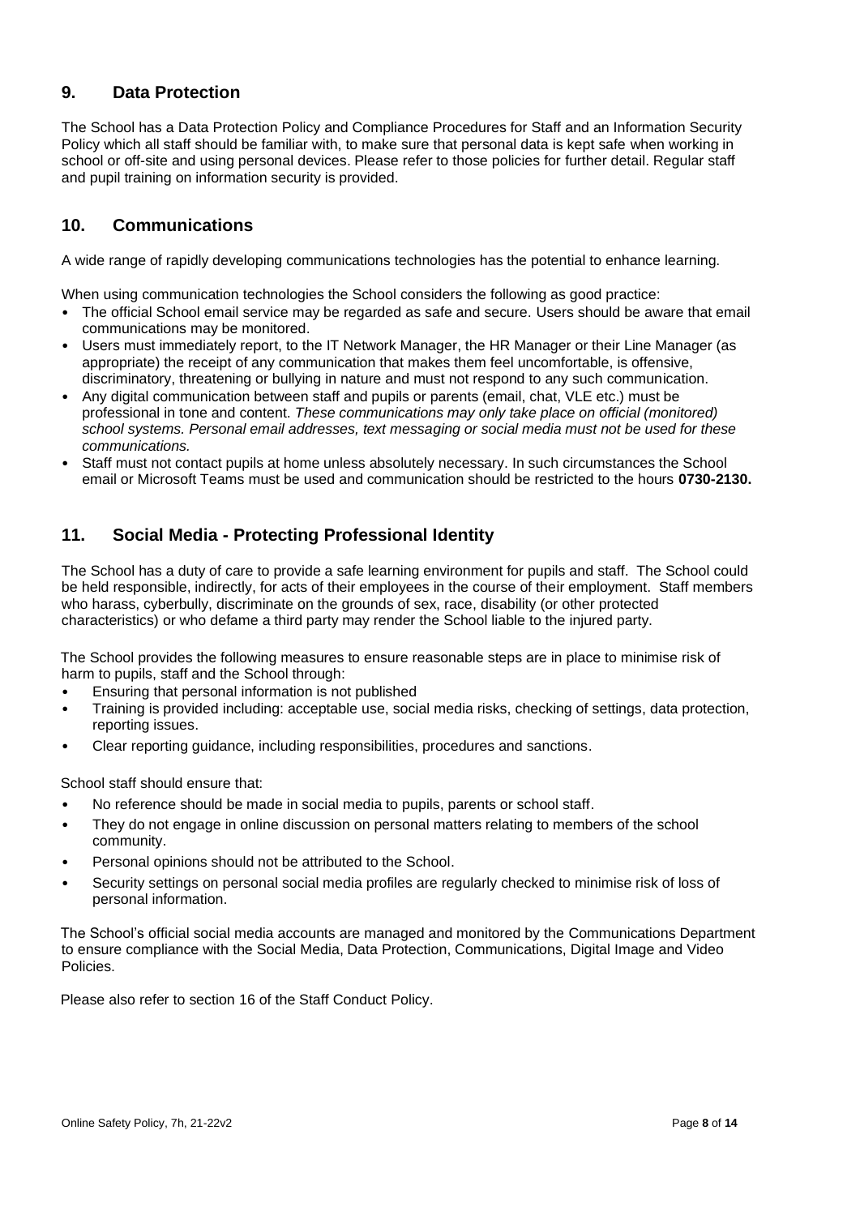## 9. Data Protection

The School has a Data Protection Policy and Compliance Procedures for Staff and an Information Security Policy which all staff should be familiar with, to make sure that personal data is kept safe when working in school or off-site and using personal devices. Please refer to those policies for further detail. Regular staff and pupil training on information security is provided.

## 10. Communications

A wide range of rapidly developing communications technologies has the potential to enhance learning.

When using communication technologies the School considers the following as good practice:

- The official School email service may be regarded as safe and secure. Users should be aware that email communications may be monitored.
- Users must immediately report, to the IT Network Manager, the HR Manager or their Line Manager (as appropriate) the receipt of any communication that makes them feel uncomfortable, is offensive, discriminatory, threatening or bullying in nature and must not respond to any such communication.
- Any digital communication between staff and pupils or parents (email, chat, VLE etc.) must be professional in tone and content. *These communications may only take place on official (monitored) school systems. Personal email addresses, text messaging or social media must not be used for these communications.*
- Staff must not contact pupils at home unless absolutely necessary. In such circumstances the School email or Microsoft Teams must be used and communication should be restricted to the hours **0730-2130.**

## 11. Social Media - Protecting Professional Identity

The School has a duty of care to provide a safe learning environment for pupils and staff. The School could be held responsible, indirectly, for acts of their employees in the course of their employment. Staff members who harass, cyberbully, discriminate on the grounds of sex, race, disability (or other protected characteristics) or who defame a third party may render the School liable to the injured party.

The School provides the following measures to ensure reasonable steps are in place to minimise risk of harm to pupils, staff and the School through:

- Ensuring that personal information is not published
- Training is provided including: acceptable use, social media risks, checking of settings, data protection, reporting issues.
- Clear reporting guidance, including responsibilities, procedures and sanctions.

School staff should ensure that:

- No reference should be made in social media to pupils, parents or school staff.
- They do not engage in online discussion on personal matters relating to members of the school community.
- Personal opinions should not be attributed to the School.
- Security settings on personal social media profiles are regularly checked to minimise risk of loss of personal information.

The School's official social media accounts are managed and monitored by the Communications Department to ensure compliance with the Social Media, Data Protection, Communications, Digital Image and Video Policies.

Please also refer to section 16 of the Staff Conduct Policy.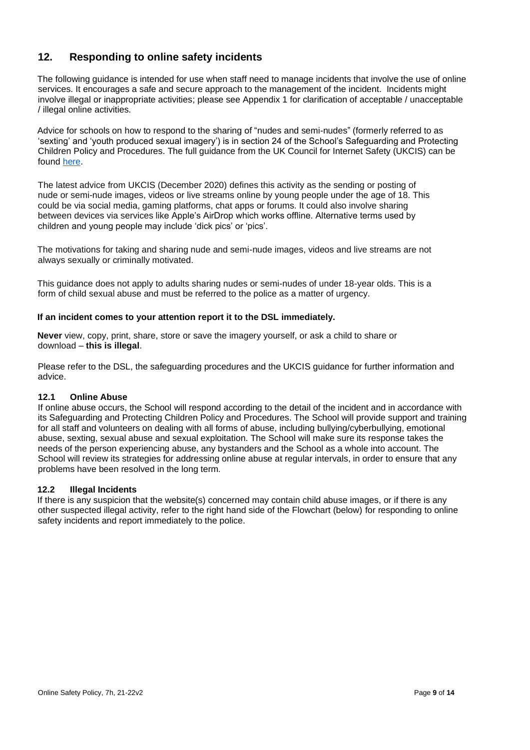## 12. Responding to online safety incidents

The following guidance is intended for use when staff need to manage incidents that involve the use of online services. It encourages a safe and secure approach to the management of the incident. Incidents might involve illegal or inappropriate activities; please see Appendix 1 for clarification of acceptable / unacceptable / illegal online activities.

Advice for schools on how to respond to the sharing of "nudes and semi-nudes" (formerly referred to as 'sexting' and 'youth produced sexual imagery') is in section 24 of the School's Safeguarding and Protecting Children Policy and Procedures. The full guidance from the UK Council for Internet Safety (UKCIS) can be found here.

The latest advice from UKCIS (December 2020) defines this activity as the sending or posting of nude or semi-nude images, videos or live streams online by young people under the age of 18. This could be via social media, gaming platforms, chat apps or forums. It could also involve sharing between devices via services like Apple's AirDrop which works offline. Alternative terms used by children and young people may include 'dick pics' or 'pics'.

The motivations for taking and sharing nude and semi-nude images, videos and live streams are not always sexually or criminally motivated.

This guidance does not apply to adults sharing nudes or semi-nudes of under 18-year olds. This is a form of child sexual abuse and must be referred to the police as a matter of urgency.

**If an incident comes to your attention report it to the DSL immediately.**

**Never** view, copy, print, share, store or save the imagery yourself, or ask a child to share or download – **this is illegal**.

Please refer to the DSL, the safeguarding procedures and the UKCIS guidance for further information and advice.

### 12.1 Online Abuse

If online abuse occurs, the School will respond according to the detail of the incident and in accordance with its Safeguarding and Protecting Children Policy and Procedures. The School will provide support and training for all staff and volunteers on dealing with all forms of abuse, including bullying/cyberbullying, emotional abuse, sexting, sexual abuse and sexual exploitation. The School will make sure its response takes the needs of the person experiencing abuse, any bystanders and the School as a whole into account. The School will review its strategies for addressing online abuse at regular intervals, in order to ensure that any problems have been resolved in the long term.

### 12.2 Illegal Incidents

If there is any suspicion that the website(s) concerned may contain child abuse images, or if there is any other suspected illegal activity, refer to the right hand side of the Flowchart (below) for responding to online safety incidents and report immediately to the police.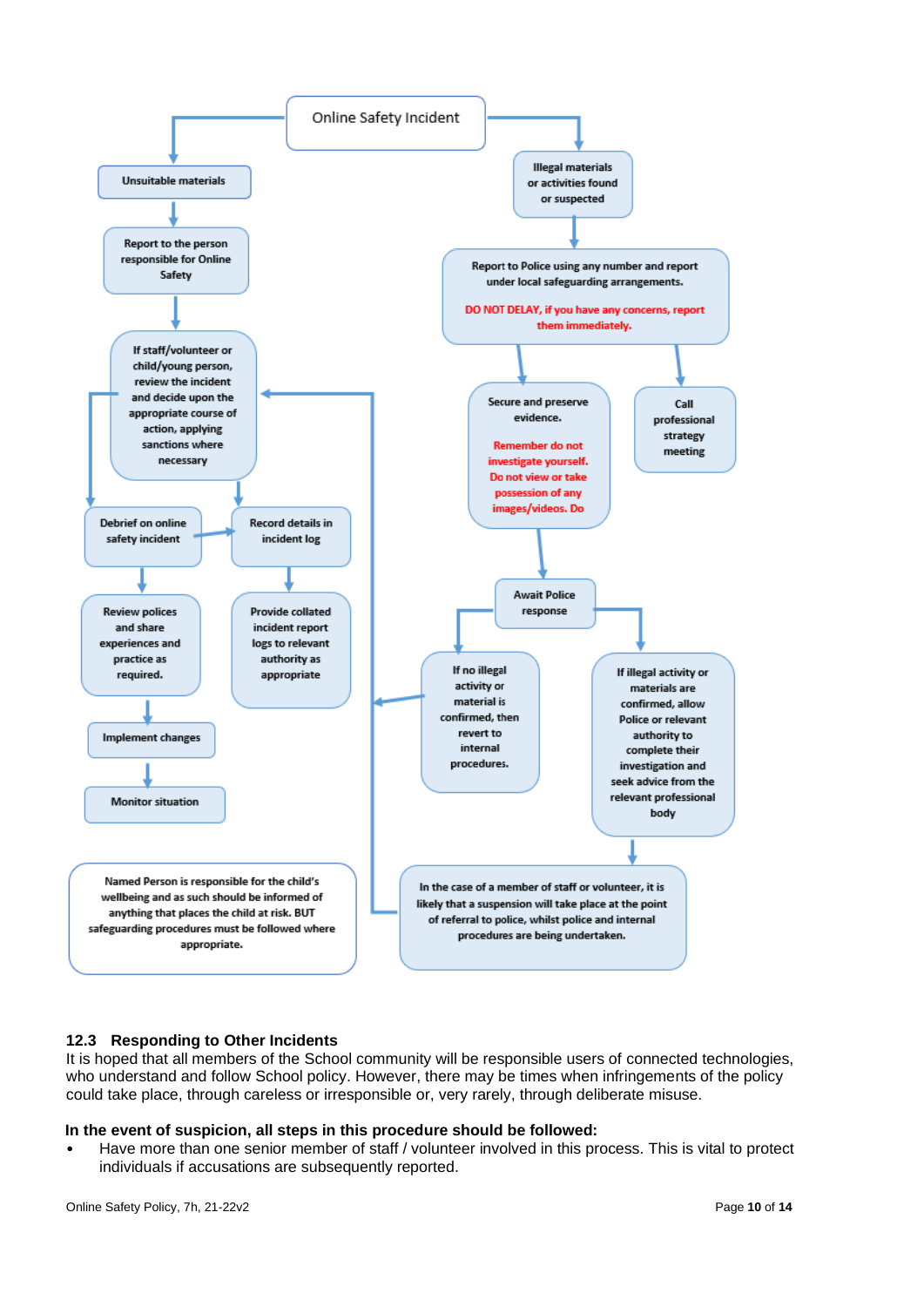Online Safety Incident

Unsuitable materials

Report to the person responsible for Online Safety

If staff/volunteer or child/young person, review the incident and decide upon the appropriate course of action, applying sanctions where necessary

Debrief on online safety incident

Record details in incident log

Review polices and share experiences and practice as required.

Provide collated incident report logs to relevant authority as appropriate

Implement changes

Monitor situation

Named Person is responsible for the child's wellbeing and as such should be informed of anything that places the child at risk. BUT safeguarding procedures must be followed where appropriate.

Illegal materials or activities found or suspected

Report to Police using any number and report under local safeguarding arrangements.

DO NOT DELAY, if you have any concerns, report them immediately.

Secure and preserve evidence.

Remember do not investigate yourself. Do not view or take possession of any images/videos. Do

Call professional strategy meeting

Await Police response

If no illegal activity or material is confirmed, then revert to internal procedures.

If illegal activity or materials are confirmed, allow Police or relevant authority to complete their investigation and seek advice from the relevant professional body

In the case of a member of staff or volunteer, it is likely that a suspension will take place at the point of referral to police, whilst police and internal procedures are being undertaken.

## 12.3 Responding to Other Incidents

It is hoped that all members of the School community will be responsible users of connected technologies, who understand and follow School policy. However, there may be times when infringements of the policy could take place, through careless or irresponsible or, very rarely, through deliberate misuse.

**In the event of suspicion, all steps in this procedure should be followed:**

- Have more than one senior member of staff / volunteer involved in this process. This is vital to protect individuals if accusations are subsequently reported.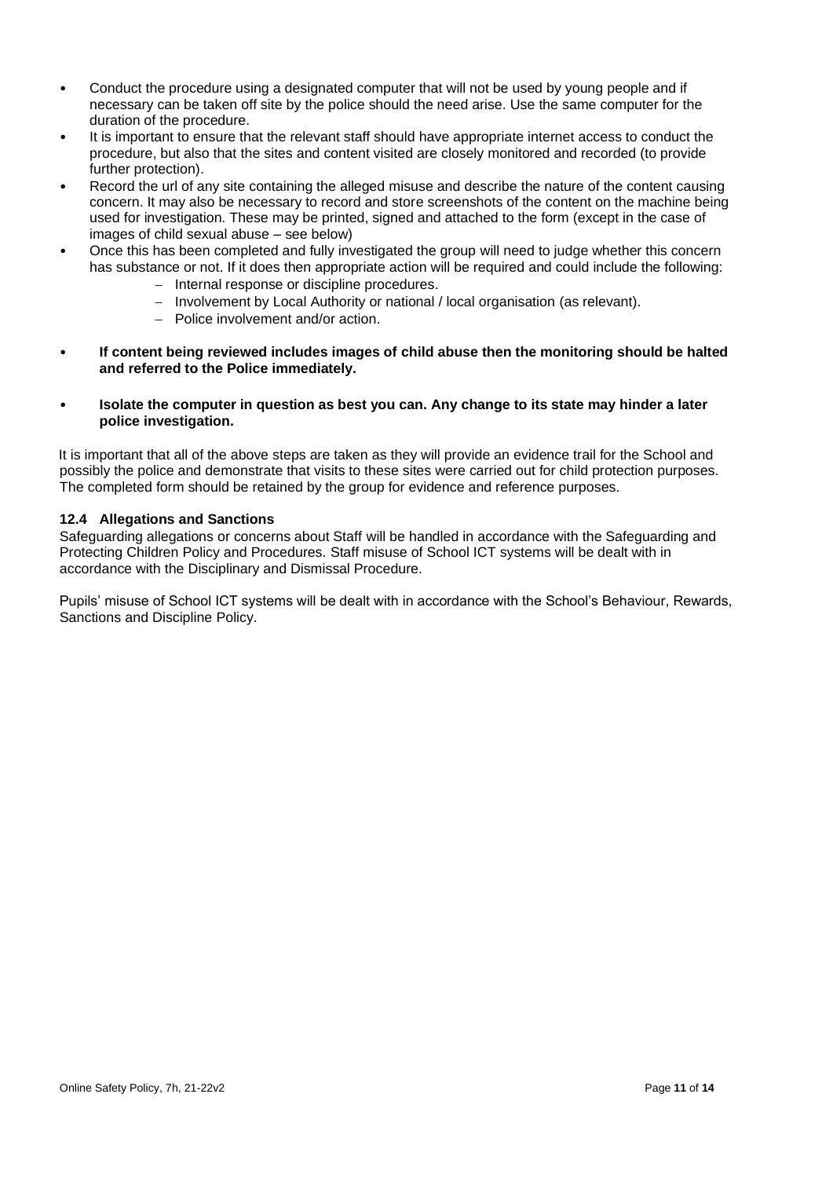- Conduct the procedure using a designated computer that will not be used by young people and if necessary can be taken off site by the police should the need arise. Use the same computer for the duration of the procedure.
- It is important to ensure that the relevant staff should have appropriate internet access to conduct the procedure, but also that the sites and content visited are closely monitored and recorded (to provide further protection).
- Record the url of any site containing the alleged misuse and describe the nature of the content causing concern. It may also be necessary to record and store screenshots of the content on the machine being used for investigation. These may be printed, signed and attached to the form (except in the case of images of child sexual abuse – see below)
- Once this has been completed and fully investigated the group will need to judge whether this concern has substance or not. If it does then appropriate action will be required and could include the following:
  - Internal response or discipline procedures.
  - Involvement by Local Authority or national / local organisation (as relevant).
  - Police involvement and/or action.
- **If content being reviewed includes images of child abuse then the monitoring should be halted and referred to the Police immediately.**
- **Isolate the computer in question as best you can. Any change to its state may hinder a later police investigation.**

It is important that all of the above steps are taken as they will provide an evidence trail for the School and possibly the police and demonstrate that visits to these sites were carried out for child protection purposes. The completed form should be retained by the group for evidence and reference purposes.

### 12.4 Allegations and Sanctions

Safeguarding allegations or concerns about Staff will be handled in accordance with the Safeguarding and Protecting Children Policy and Procedures. Staff misuse of School ICT systems will be dealt with in accordance with the Disciplinary and Dismissal Procedure.

Pupils' misuse of School ICT systems will be dealt with in accordance with the School's Behaviour, Rewards, Sanctions and Discipline Policy.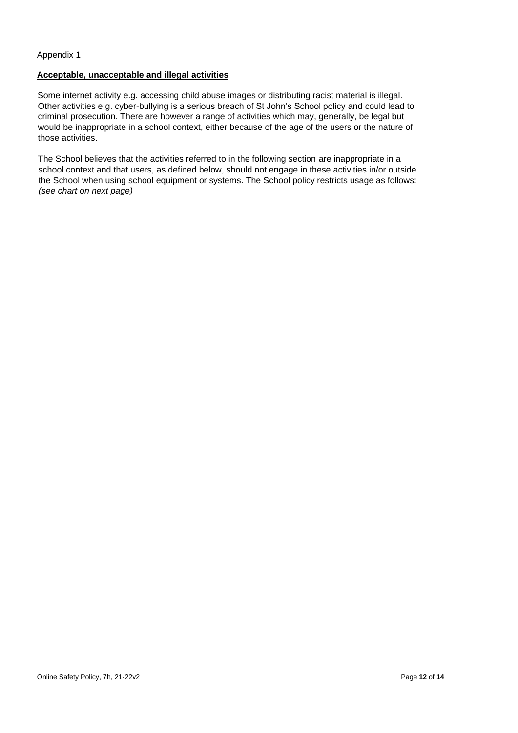Appendix 1

**Acceptable, unacceptable and illegal activities**

Some internet activity e.g. accessing child abuse images or distributing racist material is illegal. Other activities e.g. cyber-bullying is a serious breach of St John's School policy and could lead to criminal prosecution. There are however a range of activities which may, generally, be legal but would be inappropriate in a school context, either because of the age of the users or the nature of those activities.

The School believes that the activities referred to in the following section are inappropriate in a school context and that users, as defined below, should not engage in these activities in/or outside the School when using school equipment or systems. The School policy restricts usage as follows: *(see chart on next page)*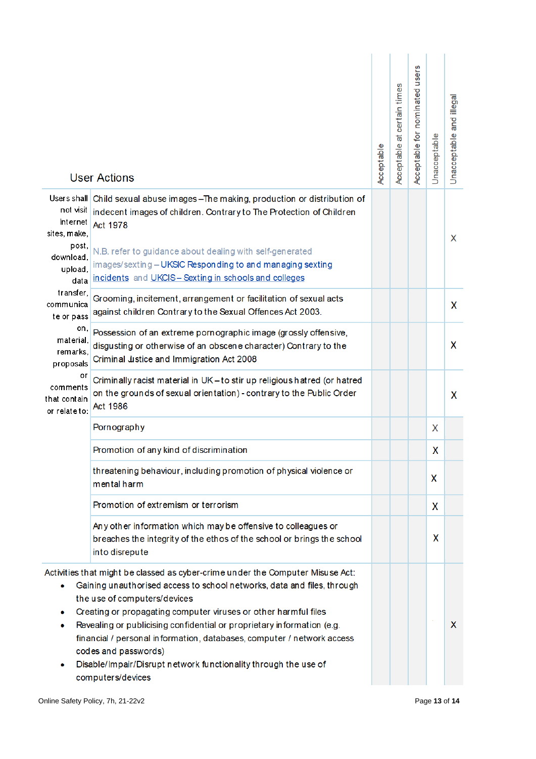| User Actions | | Acceptable | Acceptable at certain times | Acceptable for nominated users | Unacceptable | Unacceptable and illegal |
|---|---|---|---|---|---|---|
| Users shall not visit Internet sites, make, post, download, upload, data transfer, communicate or pass on, material, remarks, proposals or comments that contain or relate to: | Child sexual abuse images –The making, production or distribution of indecent images of children. Contrary to The Protection of Children Act 1978<br><br>N.B. refer to guidance about dealing with self-generated images/sexting – UKSIC Responding to and managing sexting incidents and UKCIS – Sexting in schools and colleges | | | | | X |
| | Grooming, incitement, arrangement or facilitation of sexual acts against children Contrary to the Sexual Offences Act 2003. | | | | | X |
| | Possession of an extreme pornographic image (grossly offensive, disgusting or otherwise of an obscene character) Contrary to the Criminal Justice and Immigration Act 2008 | | | | | X |
| | Criminally racist material in UK – to stir up religious hatred (or hatred on the grounds of sexual orientation) - contrary to the Public Order Act 1986 | | | | | X |
| | Pornography | | | | X | |
| | Promotion of any kind of discrimination | | | | X | |
| | threatening behaviour, including promotion of physical violence or mental harm | | | | X | |
| | Promotion of extremism or terrorism | | | | X | |
| | Any other information which may be offensive to colleagues or breaches the integrity of the ethos of the school or brings the school into disrepute | | | | X | |
| Activities that might be classed as cyber-crime under the Computer Misuse Act:<br>• Gaining unauthorised access to school networks, data and files, through the use of computers/devices<br>• Creating or propagating computer viruses or other harmful files<br>• Revealing or publicising confidential or proprietary information (e.g. financial / personal information, databases, computer / network access codes and passwords)<br>• Disable/Impair/Disrupt network functionality through the use of computers/devices | | | | | | X |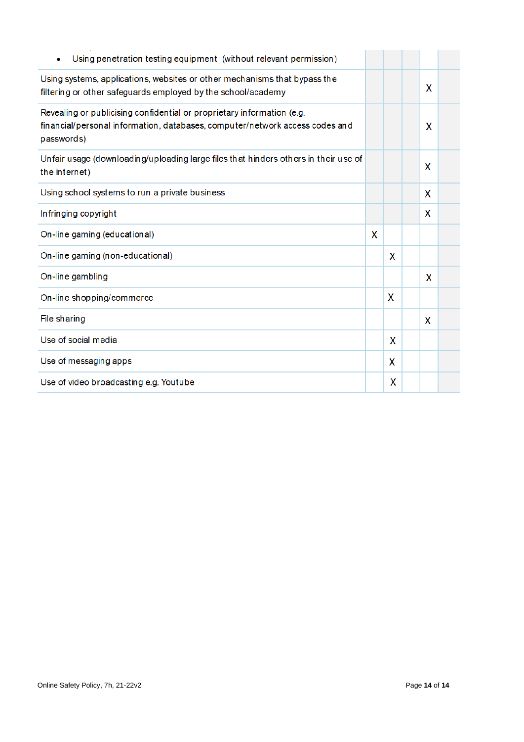| | | | | | |
|---|---|---|---|---|---|
| • Using penetration testing equipment (without relevant permission) | | | | | |
| Using systems, applications, websites or other mechanisms that bypass the filtering or other safeguards employed by the school/academy | | | | X | |
| Revealing or publicising confidential or proprietary information (e.g. financial/personal information, databases, computer/network access codes and passwords) | | | | X | |
| Unfair usage (downloading/uploading large files that hinders others in their use of the internet) | | | | X | |
| Using school systems to run a private business | | | | X | |
| Infringing copyright | | | | X | |
| On-line gaming (educational) | X | | | | |
| On-line gaming (non-educational) | | X | | | |
| On-line gambling | | | | X | |
| On-line shopping/commerce | | X | | | |
| File sharing | | | | X | |
| Use of social media | | X | | | |
| Use of messaging apps | | X | | | |
| Use of video broadcasting e.g. Youtube | | X | | | |